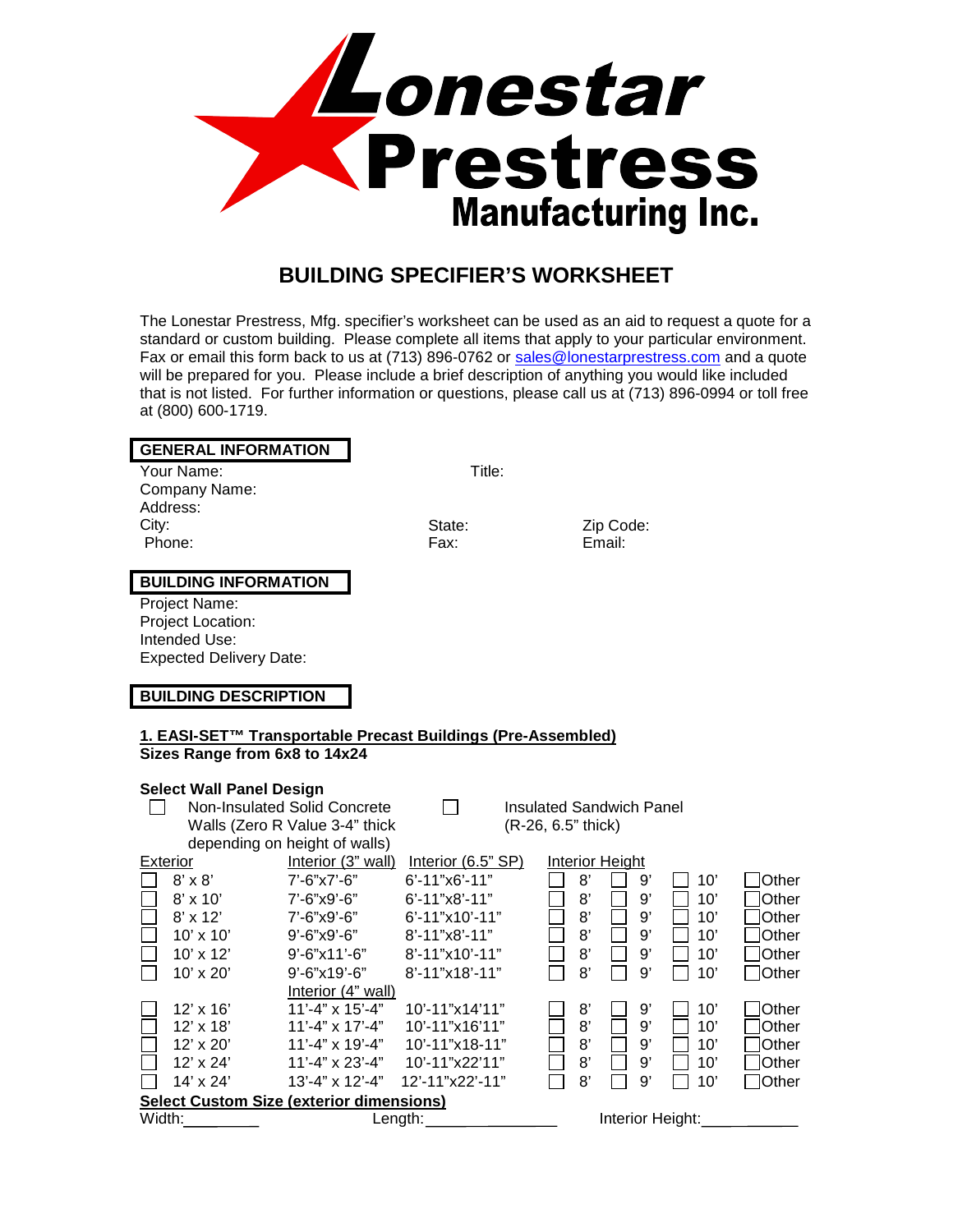# Lonestar Prestress Manufacturing Inc.

## BUILDING SPECIFIER'S WORKSHEET

The Lonestar Prestress, Mfg. specifier's worksheet can be used as an aid to request a quote for a standard or custom building. Please complete all items that apply to your particular environment. Fax or email this form back to us at (713) 896-0762 or sales@lonestarprestress.com and a quote will be prepared for you. Please include a brief description of anything you would like included that is not listed. For further information or questions, please call us at (713) 896-0994 or toll free at (800) 600-1719.

### GENERAL INFORMATION

Your Name: Title:
Company Name:
Address:
City: State: Zip Code:
Phone: Fax: Email:

### BUILDING INFORMATION

Project Name:
Project Location:
Intended Use:
Expected Delivery Date:

### BUILDING DESCRIPTION

**1. EASI-SET™ Transportable Precast Buildings (Pre-Assembled)**
**Sizes Range from 6x8 to 14x24**

**Select Wall Panel Design**

☐ Non-Insulated Solid Concrete Walls (Zero R Value 3-4" thick depending on height of walls)

☐ Insulated Sandwich Panel (R-26, 6.5" thick)

| Exterior | Interior (3" wall) | Interior (6.5" SP) | Interior Height | | | |
|---|---|---|---|---|---|---|
| ☐ 8' x 8' | 7'-6"x7'-6" | 6'-11"x6'-11" | ☐ 8' | ☐ 9' | ☐ 10' | ☐ Other |
| ☐ 8' x 10' | 7'-6"x9'-6" | 6'-11"x8'-11" | ☐ 8' | ☐ 9' | ☐ 10' | ☐ Other |
| ☐ 8' x 12' | 7'-6"x9'-6" | 6'-11"x10'-11" | ☐ 8' | ☐ 9' | ☐ 10' | ☐ Other |
| ☐ 10' x 10' | 9'-6"x9'-6" | 8'-11"x8'-11" | ☐ 8' | ☐ 9' | ☐ 10' | ☐ Other |
| ☐ 10' x 12' | 9'-6"x11'-6" | 8'-11"x10'-11" | ☐ 8' | ☐ 9' | ☐ 10' | ☐ Other |
| ☐ 10' x 20' | 9'-6"x19'-6" | 8'-11"x18'-11" | ☐ 8' | ☐ 9' | ☐ 10' | ☐ Other |
| | **Interior (4" wall)** | | | | | |
| ☐ 12' x 16' | 11'-4" x 15'-4" | 10'-11"x14'11" | ☐ 8' | ☐ 9' | ☐ 10' | ☐ Other |
| ☐ 12' x 18' | 11'-4" x 17'-4" | 10'-11"x16'11" | ☐ 8' | ☐ 9' | ☐ 10' | ☐ Other |
| ☐ 12' x 20' | 11'-4" x 19'-4" | 10'-11"x18-11" | ☐ 8' | ☐ 9' | ☐ 10' | ☐ Other |
| ☐ 12' x 24' | 11'-4" x 23'-4" | 10'-11"x22'11" | ☐ 8' | ☐ 9' | ☐ 10' | ☐ Other |
| ☐ 14' x 24' | 13'-4" x 12'-4" | 12'-11"x22'-11" | ☐ 8' | ☐ 9' | ☐ 10' | ☐ Other |

**Select Custom Size (exterior dimensions)**

Width:________ Length:________________ Interior Height:___________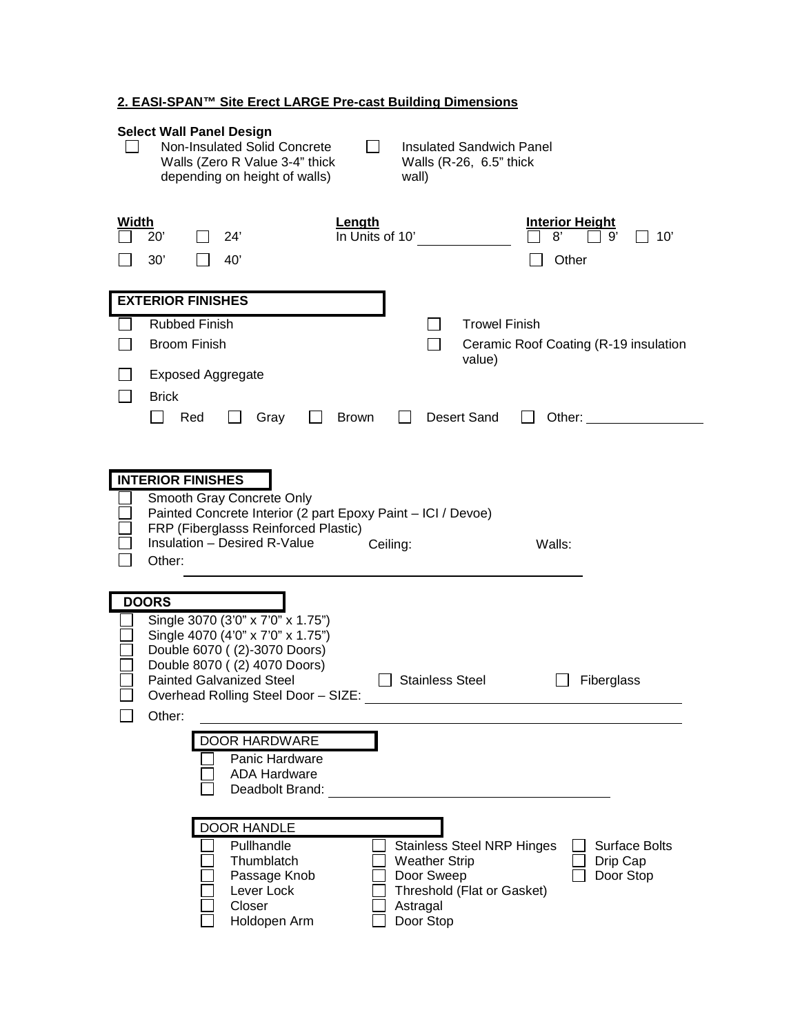## 2. EASI-SPAN™ Site Erect LARGE Pre-cast Building Dimensions

**Select Wall Panel Design**

- ☐ Non-Insulated Solid Concrete Walls (Zero R Value 3-4" thick depending on height of walls)
- ☐ Insulated Sandwich Panel Walls (R-26, 6.5" thick wall)

**Width**

- ☐ 20'
- ☐ 24'
- ☐ 30'
- ☐ 40'

**Length**

In Units of 10' ____________

**Interior Height**

- ☐ 8'
- ☐ 9'
- ☐ 10'
- ☐ Other

**EXTERIOR FINISHES**

- ☐ Rubbed Finish
- ☐ Trowel Finish
- ☐ Broom Finish
- ☐ Ceramic Roof Coating (R-19 insulation value)
- ☐ Exposed Aggregate
- ☐ Brick
  - ☐ Red
  - ☐ Gray
  - ☐ Brown
  - ☐ Desert Sand
  - ☐ Other: ________________

**INTERIOR FINISHES**

- ☐ Smooth Gray Concrete Only
- ☐ Painted Concrete Interior (2 part Epoxy Paint – ICI / Devoe)
- ☐ FRP (Fiberglasss Reinforced Plastic)
- ☐ Insulation – Desired R-Value Ceiling: Walls:
- ☐ Other: ________________________________________

**DOORS**

- ☐ Single 3070 (3'0" x 7'0" x 1.75")
- ☐ Single 4070 (4'0" x 7'0" x 1.75")
- ☐ Double 6070 ( (2)-3070 Doors)
- ☐ Double 8070 ( (2) 4070 Doors)
- ☐ Painted Galvanized Steel
- ☐ Stainless Steel
- ☐ Fiberglass
- ☐ Overhead Rolling Steel Door – SIZE: ________________________________
- ☐ Other: ________________________________________

**DOOR HARDWARE**

- ☐ Panic Hardware
- ☐ ADA Hardware
- ☐ Deadbolt Brand: ________________________________

**DOOR HANDLE**

- ☐ Pullhandle
- ☐ Thumblatch
- ☐ Passage Knob
- ☐ Lever Lock
- ☐ Closer
- ☐ Holdopen Arm
- ☐ Stainless Steel NRP Hinges
- ☐ Weather Strip
- ☐ Door Sweep
- ☐ Threshold (Flat or Gasket)
- ☐ Astragal
- ☐ Door Stop
- ☐ Surface Bolts
- ☐ Drip Cap
- ☐ Door Stop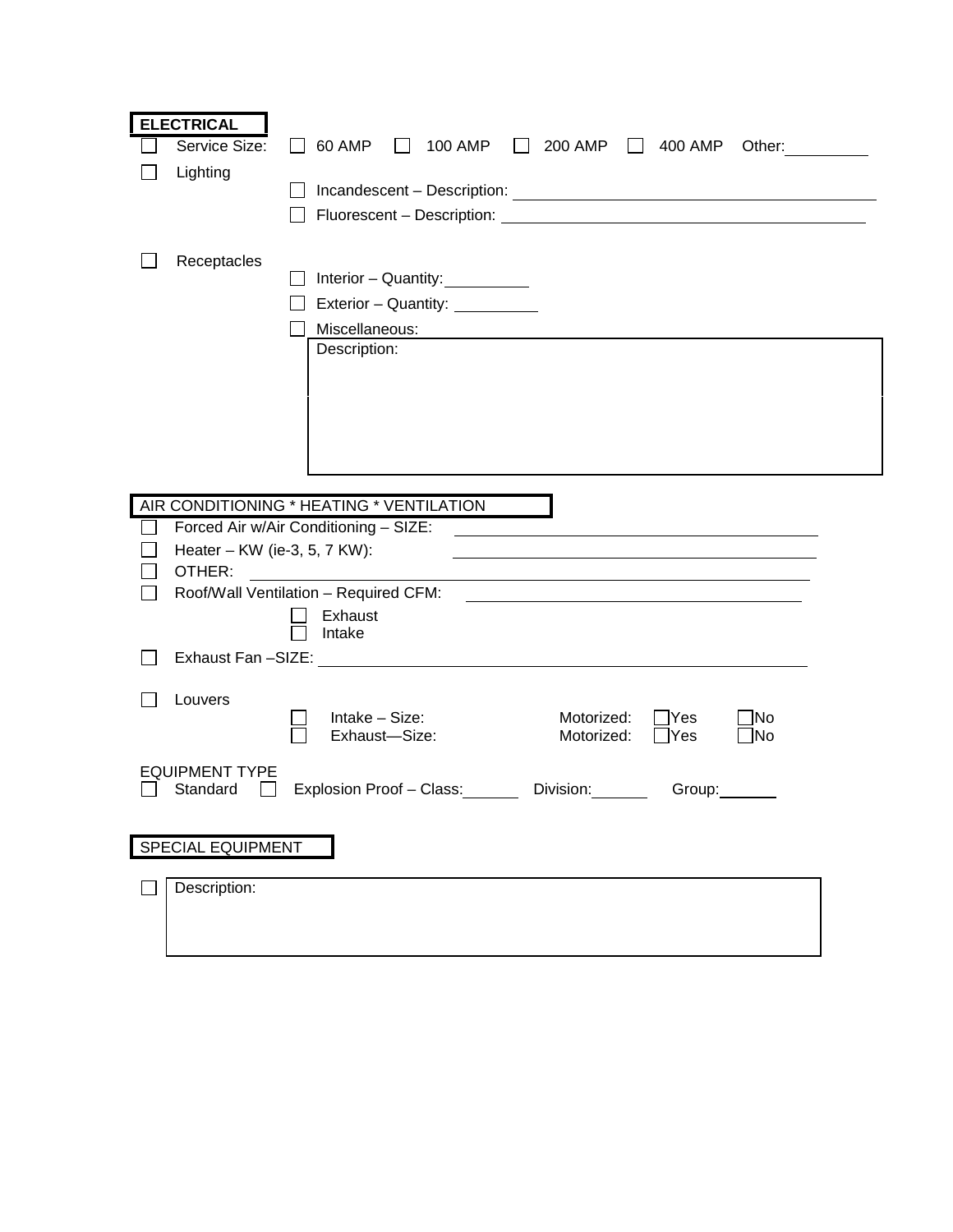## ELECTRICAL

- ☐ Service Size: ☐ 60 AMP ☐ 100 AMP ☐ 200 AMP ☐ 400 AMP Other: ________
- ☐ Lighting
  - ☐ Incandescent – Description: ________________________________
  - ☐ Fluorescent – Description: ________________________________
- ☐ Receptacles
  - ☐ Interior – Quantity: ________
  - ☐ Exterior – Quantity: ________
  - ☐ Miscellaneous:

    Description:

## AIR CONDITIONING * HEATING * VENTILATION

- ☐ Forced Air w/Air Conditioning – SIZE: ________________________________
- ☐ Heater – KW (ie-3, 5, 7 KW): ________________________________
- ☐ OTHER: ________________________________
- ☐ Roof/Wall Ventilation – Required CFM: ________________________________
  - ☐ Exhaust
  - ☐ Intake
- ☐ Exhaust Fan –SIZE: ________________________________
- ☐ Louvers
  - ☐ Intake – Size: Motorized: ☐Yes ☐No
  - ☐ Exhaust—Size: Motorized: ☐Yes ☐No

EQUIPMENT TYPE

☐ Standard ☐ Explosion Proof – Class: ______ Division: ______ Group: ______

## SPECIAL EQUIPMENT

☐ Description: